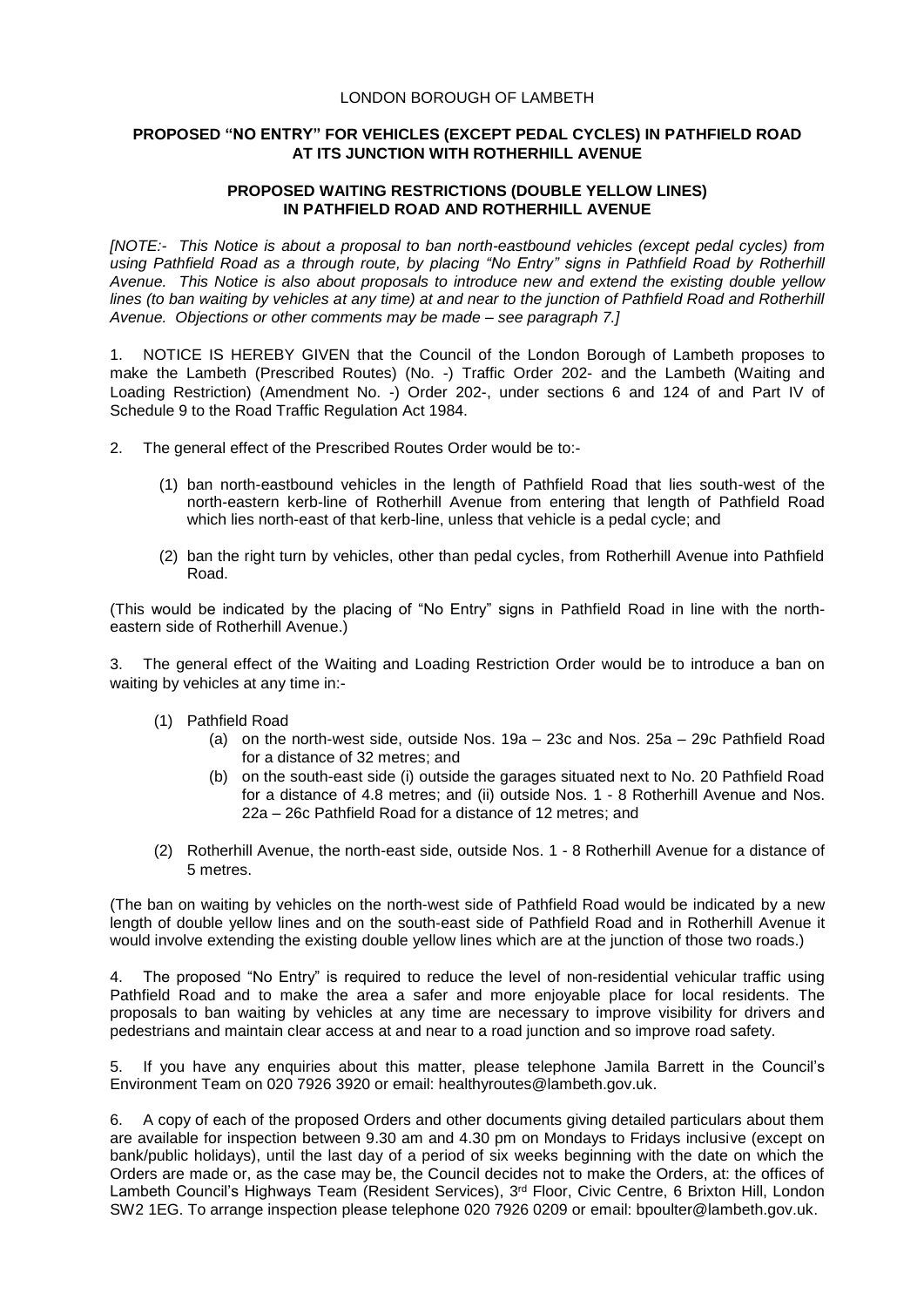LONDON BOROUGH OF LAMBETH

**PROPOSED "NO ENTRY" FOR VEHICLES (EXCEPT PEDAL CYCLES) IN PATHFIELD ROAD AT ITS JUNCTION WITH ROTHERHILL AVENUE**

**PROPOSED WAITING RESTRICTIONS (DOUBLE YELLOW LINES) IN PATHFIELD ROAD AND ROTHERHILL AVENUE**

*[NOTE:- This Notice is about a proposal to ban north-eastbound vehicles (except pedal cycles) from using Pathfield Road as a through route, by placing "No Entry" signs in Pathfield Road by Rotherhill Avenue. This Notice is also about proposals to introduce new and extend the existing double yellow lines (to ban waiting by vehicles at any time) at and near to the junction of Pathfield Road and Rotherhill Avenue. Objections or other comments may be made – see paragraph 7.]*

1. NOTICE IS HEREBY GIVEN that the Council of the London Borough of Lambeth proposes to make the Lambeth (Prescribed Routes) (No. -) Traffic Order 202- and the Lambeth (Waiting and Loading Restriction) (Amendment No. -) Order 202-, under sections 6 and 124 of and Part IV of Schedule 9 to the Road Traffic Regulation Act 1984.

2. The general effect of the Prescribed Routes Order would be to:-

   (1) ban north-eastbound vehicles in the length of Pathfield Road that lies south-west of the north-eastern kerb-line of Rotherhill Avenue from entering that length of Pathfield Road which lies north-east of that kerb-line, unless that vehicle is a pedal cycle; and

   (2) ban the right turn by vehicles, other than pedal cycles, from Rotherhill Avenue into Pathfield Road.

(This would be indicated by the placing of "No Entry" signs in Pathfield Road in line with the north-eastern side of Rotherhill Avenue.)

3. The general effect of the Waiting and Loading Restriction Order would be to introduce a ban on waiting by vehicles at any time in:-

   (1) Pathfield Road
      (a) on the north-west side, outside Nos. 19a – 23c and Nos. 25a – 29c Pathfield Road for a distance of 32 metres; and
      (b) on the south-east side (i) outside the garages situated next to No. 20 Pathfield Road for a distance of 4.8 metres; and (ii) outside Nos. 1 - 8 Rotherhill Avenue and Nos. 22a – 26c Pathfield Road for a distance of 12 metres; and

   (2) Rotherhill Avenue, the north-east side, outside Nos. 1 - 8 Rotherhill Avenue for a distance of 5 metres.

(The ban on waiting by vehicles on the north-west side of Pathfield Road would be indicated by a new length of double yellow lines and on the south-east side of Pathfield Road and in Rotherhill Avenue it would involve extending the existing double yellow lines which are at the junction of those two roads.)

4. The proposed "No Entry" is required to reduce the level of non-residential vehicular traffic using Pathfield Road and to make the area a safer and more enjoyable place for local residents. The proposals to ban waiting by vehicles at any time are necessary to improve visibility for drivers and pedestrians and maintain clear access at and near to a road junction and so improve road safety.

5. If you have any enquiries about this matter, please telephone Jamila Barrett in the Council's Environment Team on 020 7926 3920 or email: healthyroutes@lambeth.gov.uk.

6. A copy of each of the proposed Orders and other documents giving detailed particulars about them are available for inspection between 9.30 am and 4.30 pm on Mondays to Fridays inclusive (except on bank/public holidays), until the last day of a period of six weeks beginning with the date on which the Orders are made or, as the case may be, the Council decides not to make the Orders, at: the offices of Lambeth Council's Highways Team (Resident Services), 3rd Floor, Civic Centre, 6 Brixton Hill, London SW2 1EG. To arrange inspection please telephone 020 7926 0209 or email: bpoulter@lambeth.gov.uk.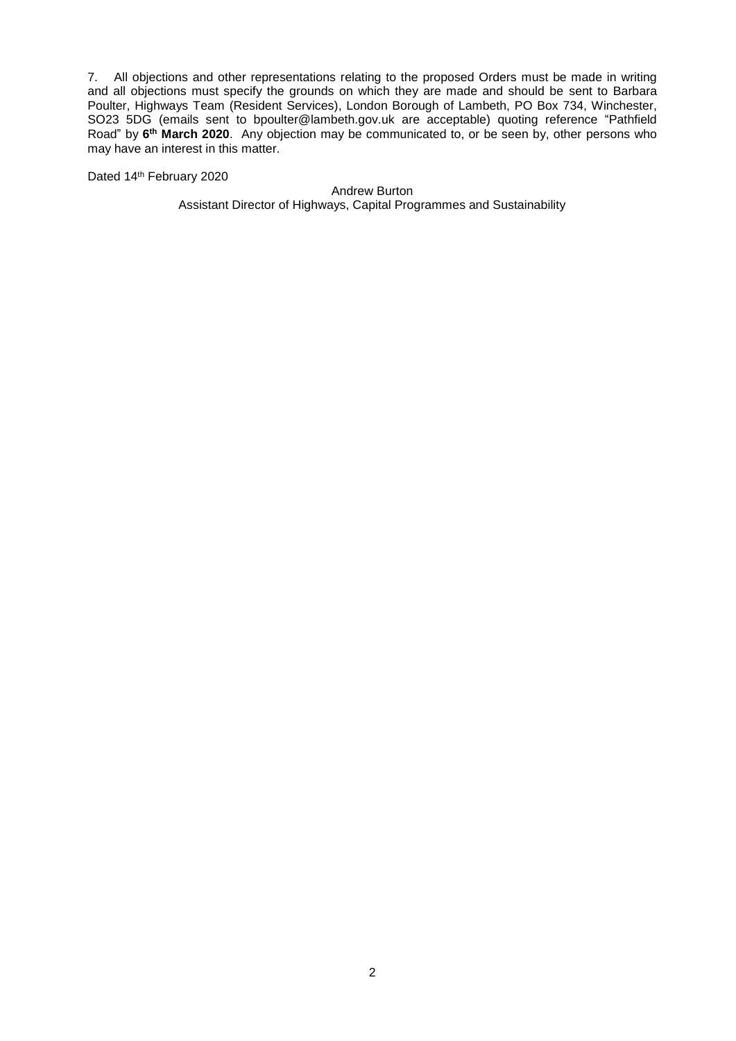7. All objections and other representations relating to the proposed Orders must be made in writing and all objections must specify the grounds on which they are made and should be sent to Barbara Poulter, Highways Team (Resident Services), London Borough of Lambeth, PO Box 734, Winchester, SO23 5DG (emails sent to bpoulter@lambeth.gov.uk are acceptable) quoting reference "Pathfield Road" by **6th March 2020**. Any objection may be communicated to, or be seen by, other persons who may have an interest in this matter.

Dated 14th February 2020

Andrew Burton
Assistant Director of Highways, Capital Programmes and Sustainability